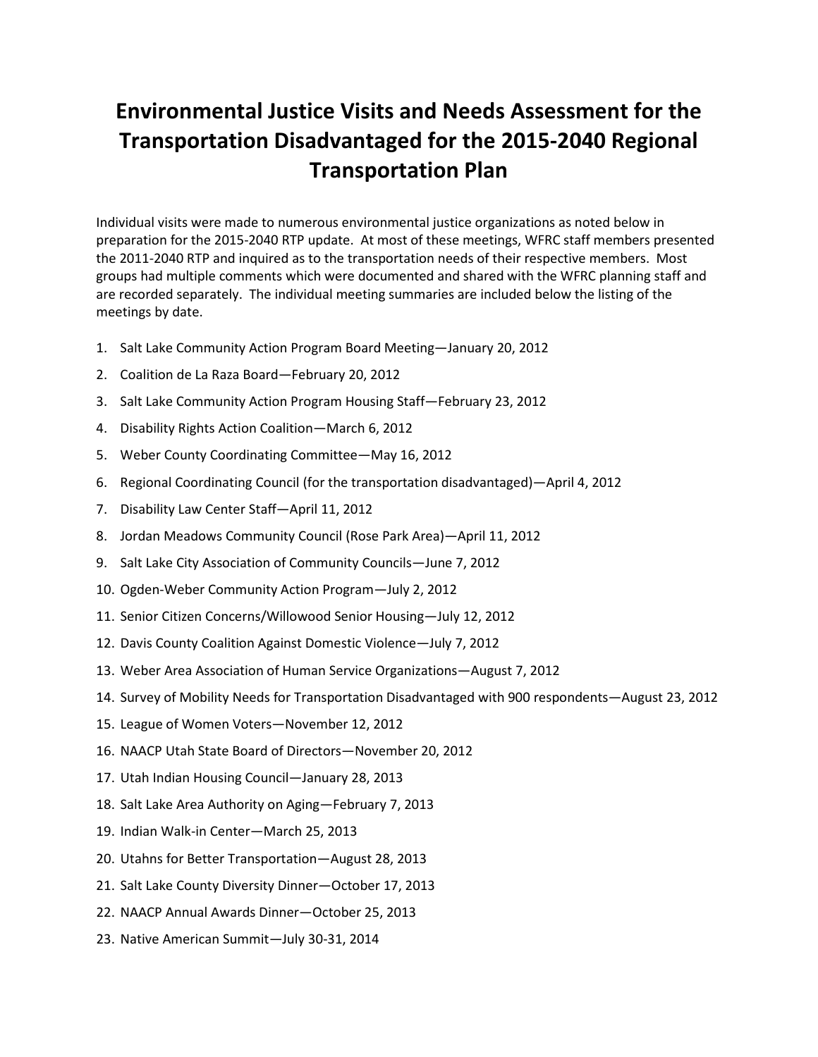# Environmental Justice Visits and Needs Assessment for the Transportation Disadvantaged for the 2015-2040 Regional Transportation Plan

Individual visits were made to numerous environmental justice organizations as noted below in preparation for the 2015-2040 RTP update. At most of these meetings, WFRC staff members presented the 2011-2040 RTP and inquired as to the transportation needs of their respective members. Most groups had multiple comments which were documented and shared with the WFRC planning staff and are recorded separately. The individual meeting summaries are included below the listing of the meetings by date.

1. Salt Lake Community Action Program Board Meeting—January 20, 2012
2. Coalition de La Raza Board—February 20, 2012
3. Salt Lake Community Action Program Housing Staff—February 23, 2012
4. Disability Rights Action Coalition—March 6, 2012
5. Weber County Coordinating Committee—May 16, 2012
6. Regional Coordinating Council (for the transportation disadvantaged)—April 4, 2012
7. Disability Law Center Staff—April 11, 2012
8. Jordan Meadows Community Council (Rose Park Area)—April 11, 2012
9. Salt Lake City Association of Community Councils—June 7, 2012
10. Ogden-Weber Community Action Program—July 2, 2012
11. Senior Citizen Concerns/Willowood Senior Housing—July 12, 2012
12. Davis County Coalition Against Domestic Violence—July 7, 2012
13. Weber Area Association of Human Service Organizations—August 7, 2012
14. Survey of Mobility Needs for Transportation Disadvantaged with 900 respondents—August 23, 2012
15. League of Women Voters—November 12, 2012
16. NAACP Utah State Board of Directors—November 20, 2012
17. Utah Indian Housing Council—January 28, 2013
18. Salt Lake Area Authority on Aging—February 7, 2013
19. Indian Walk-in Center—March 25, 2013
20. Utahns for Better Transportation—August 28, 2013
21. Salt Lake County Diversity Dinner—October 17, 2013
22. NAACP Annual Awards Dinner—October 25, 2013
23. Native American Summit—July 30-31, 2014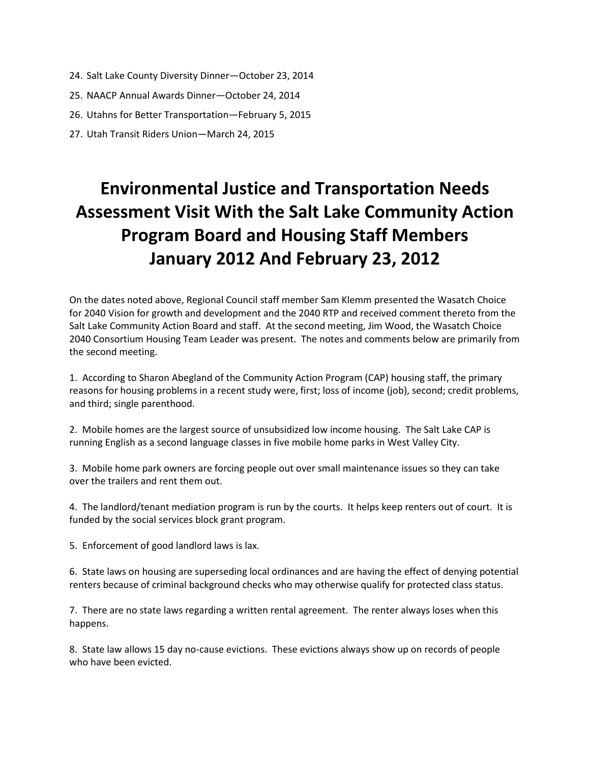24. Salt Lake County Diversity Dinner—October 23, 2014
25. NAACP Annual Awards Dinner—October 24, 2014
26. Utahns for Better Transportation—February 5, 2015
27. Utah Transit Riders Union—March 24, 2015

# Environmental Justice and Transportation Needs Assessment Visit With the Salt Lake Community Action Program Board and Housing Staff Members January 2012 And February 23, 2012

On the dates noted above, Regional Council staff member Sam Klemm presented the Wasatch Choice for 2040 Vision for growth and development and the 2040 RTP and received comment thereto from the Salt Lake Community Action Board and staff. At the second meeting, Jim Wood, the Wasatch Choice 2040 Consortium Housing Team Leader was present. The notes and comments below are primarily from the second meeting.

1. According to Sharon Abegland of the Community Action Program (CAP) housing staff, the primary reasons for housing problems in a recent study were, first; loss of income (job), second; credit problems, and third; single parenthood.

2. Mobile homes are the largest source of unsubsidized low income housing. The Salt Lake CAP is running English as a second language classes in five mobile home parks in West Valley City.

3. Mobile home park owners are forcing people out over small maintenance issues so they can take over the trailers and rent them out.

4. The landlord/tenant mediation program is run by the courts. It helps keep renters out of court. It is funded by the social services block grant program.

5. Enforcement of good landlord laws is lax.

6. State laws on housing are superseding local ordinances and are having the effect of denying potential renters because of criminal background checks who may otherwise qualify for protected class status.

7. There are no state laws regarding a written rental agreement. The renter always loses when this happens.

8. State law allows 15 day no-cause evictions. These evictions always show up on records of people who have been evicted.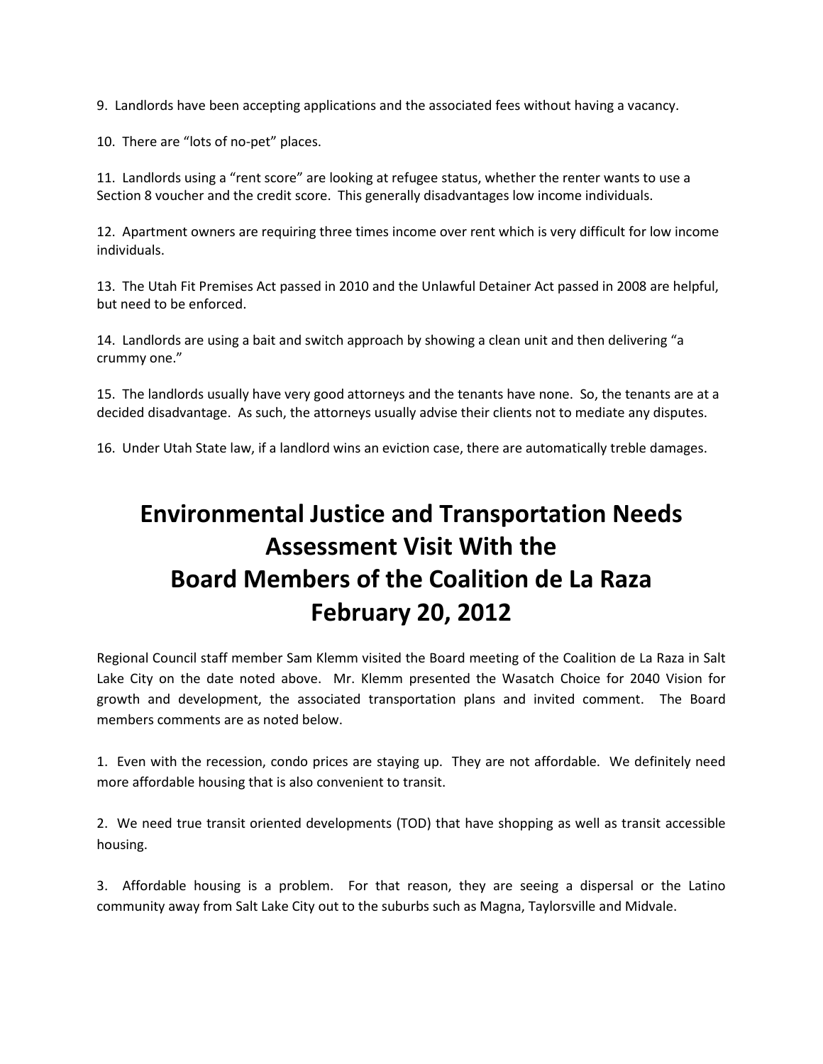9. Landlords have been accepting applications and the associated fees without having a vacancy.

10. There are "lots of no-pet" places.

11. Landlords using a "rent score" are looking at refugee status, whether the renter wants to use a Section 8 voucher and the credit score. This generally disadvantages low income individuals.

12. Apartment owners are requiring three times income over rent which is very difficult for low income individuals.

13. The Utah Fit Premises Act passed in 2010 and the Unlawful Detainer Act passed in 2008 are helpful, but need to be enforced.

14. Landlords are using a bait and switch approach by showing a clean unit and then delivering "a crummy one."

15. The landlords usually have very good attorneys and the tenants have none. So, the tenants are at a decided disadvantage. As such, the attorneys usually advise their clients not to mediate any disputes.

16. Under Utah State law, if a landlord wins an eviction case, there are automatically treble damages.

# Environmental Justice and Transportation Needs Assessment Visit With the Board Members of the Coalition de La Raza February 20, 2012

Regional Council staff member Sam Klemm visited the Board meeting of the Coalition de La Raza in Salt Lake City on the date noted above. Mr. Klemm presented the Wasatch Choice for 2040 Vision for growth and development, the associated transportation plans and invited comment. The Board members comments are as noted below.

1. Even with the recession, condo prices are staying up. They are not affordable. We definitely need more affordable housing that is also convenient to transit.

2. We need true transit oriented developments (TOD) that have shopping as well as transit accessible housing.

3. Affordable housing is a problem. For that reason, they are seeing a dispersal or the Latino community away from Salt Lake City out to the suburbs such as Magna, Taylorsville and Midvale.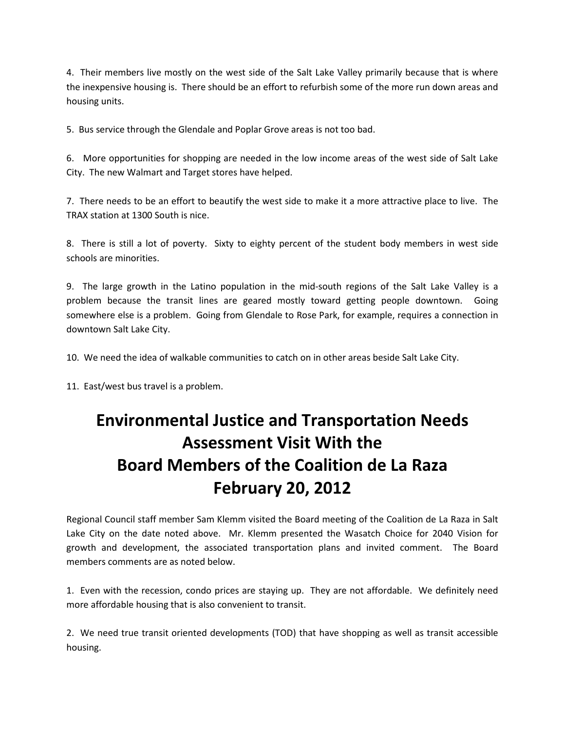4. Their members live mostly on the west side of the Salt Lake Valley primarily because that is where the inexpensive housing is. There should be an effort to refurbish some of the more run down areas and housing units.

5. Bus service through the Glendale and Poplar Grove areas is not too bad.

6. More opportunities for shopping are needed in the low income areas of the west side of Salt Lake City. The new Walmart and Target stores have helped.

7. There needs to be an effort to beautify the west side to make it a more attractive place to live. The TRAX station at 1300 South is nice.

8. There is still a lot of poverty. Sixty to eighty percent of the student body members in west side schools are minorities.

9. The large growth in the Latino population in the mid-south regions of the Salt Lake Valley is a problem because the transit lines are geared mostly toward getting people downtown. Going somewhere else is a problem. Going from Glendale to Rose Park, for example, requires a connection in downtown Salt Lake City.

10. We need the idea of walkable communities to catch on in other areas beside Salt Lake City.

11. East/west bus travel is a problem.

# Environmental Justice and Transportation Needs Assessment Visit With the Board Members of the Coalition de La Raza February 20, 2012

Regional Council staff member Sam Klemm visited the Board meeting of the Coalition de La Raza in Salt Lake City on the date noted above. Mr. Klemm presented the Wasatch Choice for 2040 Vision for growth and development, the associated transportation plans and invited comment. The Board members comments are as noted below.

1. Even with the recession, condo prices are staying up. They are not affordable. We definitely need more affordable housing that is also convenient to transit.

2. We need true transit oriented developments (TOD) that have shopping as well as transit accessible housing.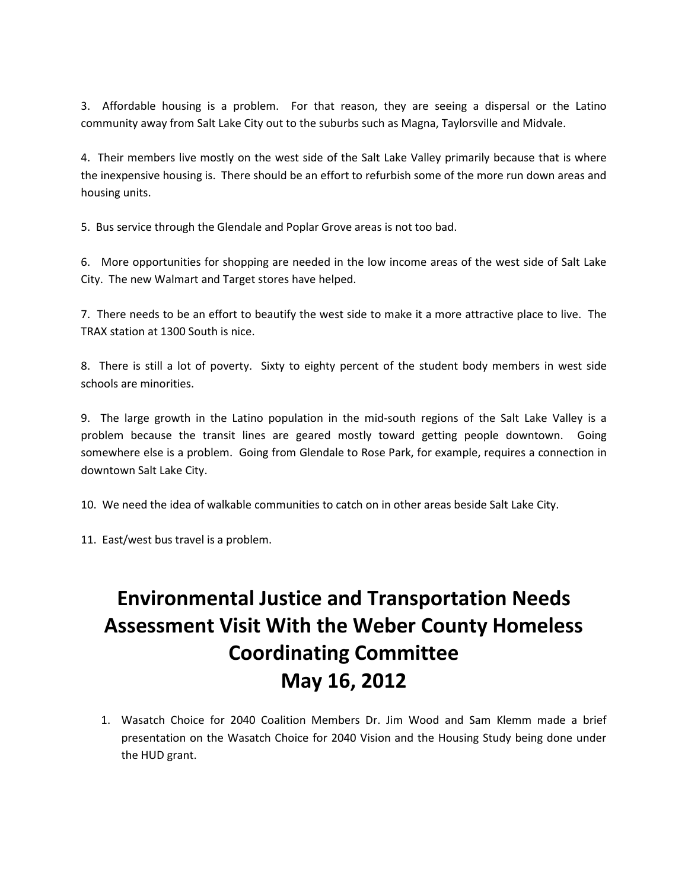3. Affordable housing is a problem. For that reason, they are seeing a dispersal or the Latino community away from Salt Lake City out to the suburbs such as Magna, Taylorsville and Midvale.

4. Their members live mostly on the west side of the Salt Lake Valley primarily because that is where the inexpensive housing is. There should be an effort to refurbish some of the more run down areas and housing units.

5. Bus service through the Glendale and Poplar Grove areas is not too bad.

6. More opportunities for shopping are needed in the low income areas of the west side of Salt Lake City. The new Walmart and Target stores have helped.

7. There needs to be an effort to beautify the west side to make it a more attractive place to live. The TRAX station at 1300 South is nice.

8. There is still a lot of poverty. Sixty to eighty percent of the student body members in west side schools are minorities.

9. The large growth in the Latino population in the mid-south regions of the Salt Lake Valley is a problem because the transit lines are geared mostly toward getting people downtown. Going somewhere else is a problem. Going from Glendale to Rose Park, for example, requires a connection in downtown Salt Lake City.

10. We need the idea of walkable communities to catch on in other areas beside Salt Lake City.

11. East/west bus travel is a problem.

# Environmental Justice and Transportation Needs Assessment Visit With the Weber County Homeless Coordinating Committee May 16, 2012

1. Wasatch Choice for 2040 Coalition Members Dr. Jim Wood and Sam Klemm made a brief presentation on the Wasatch Choice for 2040 Vision and the Housing Study being done under the HUD grant.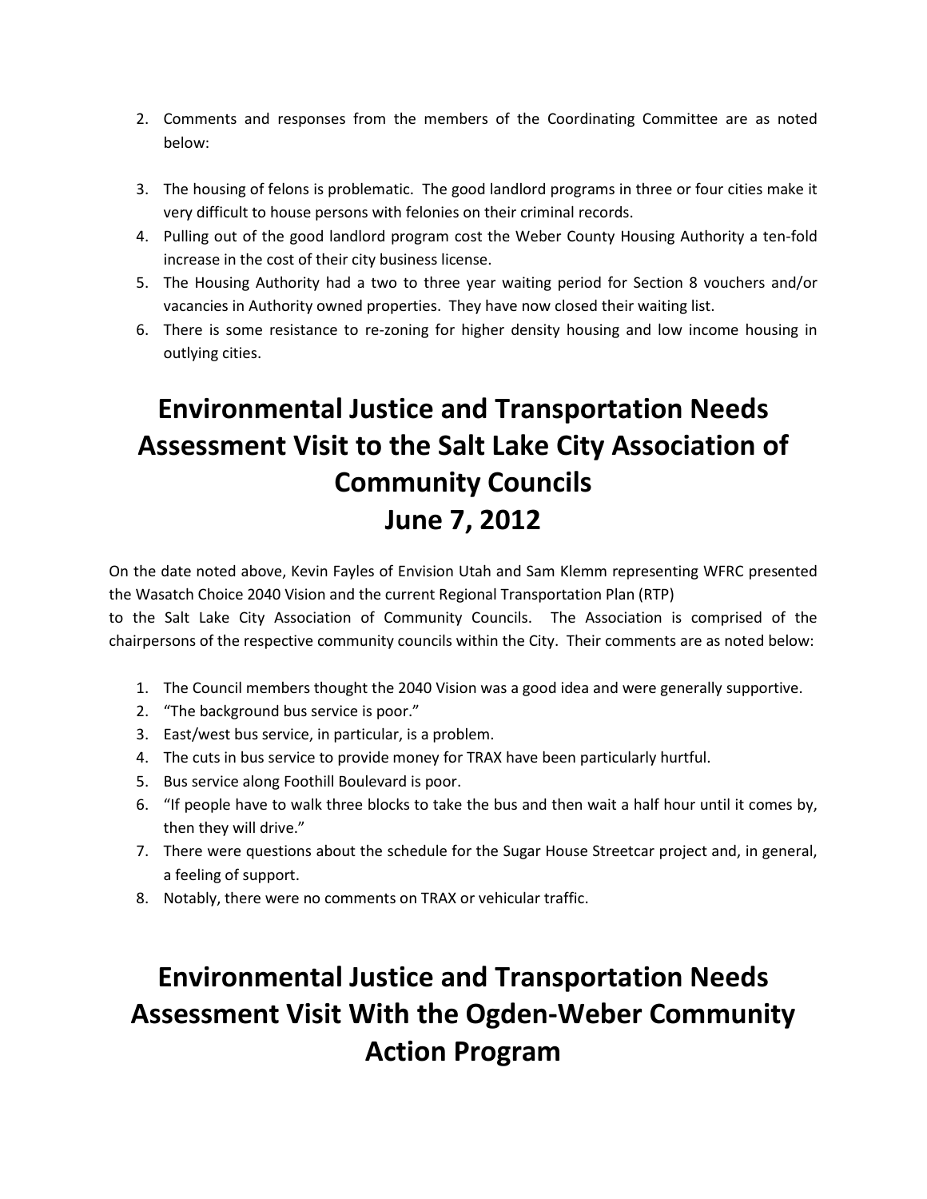2. Comments and responses from the members of the Coordinating Committee are as noted below:

3. The housing of felons is problematic. The good landlord programs in three or four cities make it very difficult to house persons with felonies on their criminal records.
4. Pulling out of the good landlord program cost the Weber County Housing Authority a ten-fold increase in the cost of their city business license.
5. The Housing Authority had a two to three year waiting period for Section 8 vouchers and/or vacancies in Authority owned properties. They have now closed their waiting list.
6. There is some resistance to re-zoning for higher density housing and low income housing in outlying cities.

# Environmental Justice and Transportation Needs Assessment Visit to the Salt Lake City Association of Community Councils June 7, 2012

On the date noted above, Kevin Fayles of Envision Utah and Sam Klemm representing WFRC presented the Wasatch Choice 2040 Vision and the current Regional Transportation Plan (RTP) to the Salt Lake City Association of Community Councils. The Association is comprised of the chairpersons of the respective community councils within the City. Their comments are as noted below:

1. The Council members thought the 2040 Vision was a good idea and were generally supportive.
2. "The background bus service is poor."
3. East/west bus service, in particular, is a problem.
4. The cuts in bus service to provide money for TRAX have been particularly hurtful.
5. Bus service along Foothill Boulevard is poor.
6. "If people have to walk three blocks to take the bus and then wait a half hour until it comes by, then they will drive."
7. There were questions about the schedule for the Sugar House Streetcar project and, in general, a feeling of support.
8. Notably, there were no comments on TRAX or vehicular traffic.

# Environmental Justice and Transportation Needs Assessment Visit With the Ogden-Weber Community Action Program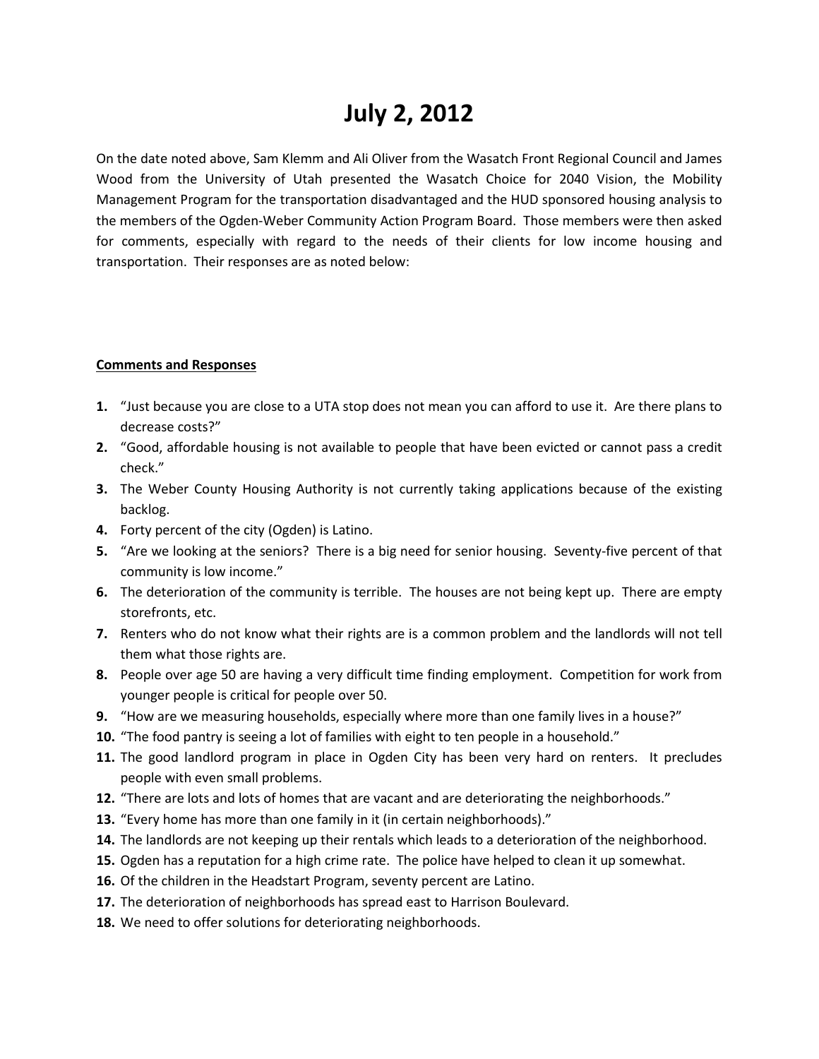# July 2, 2012

On the date noted above, Sam Klemm and Ali Oliver from the Wasatch Front Regional Council and James Wood from the University of Utah presented the Wasatch Choice for 2040 Vision, the Mobility Management Program for the transportation disadvantaged and the HUD sponsored housing analysis to the members of the Ogden-Weber Community Action Program Board. Those members were then asked for comments, especially with regard to the needs of their clients for low income housing and transportation. Their responses are as noted below:

**Comments and Responses**

1. "Just because you are close to a UTA stop does not mean you can afford to use it. Are there plans to decrease costs?"
2. "Good, affordable housing is not available to people that have been evicted or cannot pass a credit check."
3. The Weber County Housing Authority is not currently taking applications because of the existing backlog.
4. Forty percent of the city (Ogden) is Latino.
5. "Are we looking at the seniors? There is a big need for senior housing. Seventy-five percent of that community is low income."
6. The deterioration of the community is terrible. The houses are not being kept up. There are empty storefronts, etc.
7. Renters who do not know what their rights are is a common problem and the landlords will not tell them what those rights are.
8. People over age 50 are having a very difficult time finding employment. Competition for work from younger people is critical for people over 50.
9. "How are we measuring households, especially where more than one family lives in a house?"
10. "The food pantry is seeing a lot of families with eight to ten people in a household."
11. The good landlord program in place in Ogden City has been very hard on renters. It precludes people with even small problems.
12. "There are lots and lots of homes that are vacant and are deteriorating the neighborhoods."
13. "Every home has more than one family in it (in certain neighborhoods)."
14. The landlords are not keeping up their rentals which leads to a deterioration of the neighborhood.
15. Ogden has a reputation for a high crime rate. The police have helped to clean it up somewhat.
16. Of the children in the Headstart Program, seventy percent are Latino.
17. The deterioration of neighborhoods has spread east to Harrison Boulevard.
18. We need to offer solutions for deteriorating neighborhoods.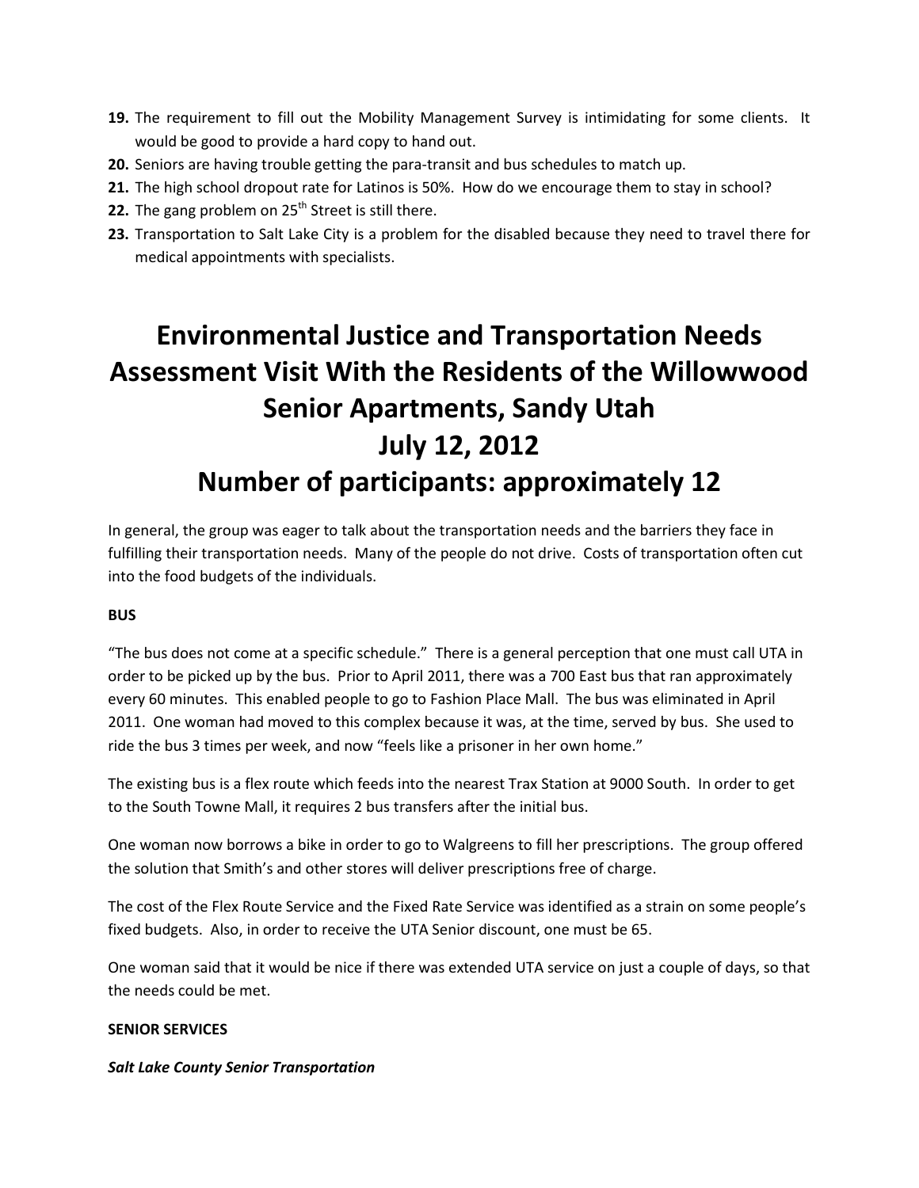19. The requirement to fill out the Mobility Management Survey is intimidating for some clients. It would be good to provide a hard copy to hand out.
20. Seniors are having trouble getting the para-transit and bus schedules to match up.
21. The high school dropout rate for Latinos is 50%. How do we encourage them to stay in school?
22. The gang problem on 25th Street is still there.
23. Transportation to Salt Lake City is a problem for the disabled because they need to travel there for medical appointments with specialists.

# Environmental Justice and Transportation Needs Assessment Visit With the Residents of the Willowwood Senior Apartments, Sandy Utah
# July 12, 2012
# Number of participants: approximately 12

In general, the group was eager to talk about the transportation needs and the barriers they face in fulfilling their transportation needs. Many of the people do not drive. Costs of transportation often cut into the food budgets of the individuals.

**BUS**

"The bus does not come at a specific schedule." There is a general perception that one must call UTA in order to be picked up by the bus. Prior to April 2011, there was a 700 East bus that ran approximately every 60 minutes. This enabled people to go to Fashion Place Mall. The bus was eliminated in April 2011. One woman had moved to this complex because it was, at the time, served by bus. She used to ride the bus 3 times per week, and now "feels like a prisoner in her own home."

The existing bus is a flex route which feeds into the nearest Trax Station at 9000 South. In order to get to the South Towne Mall, it requires 2 bus transfers after the initial bus.

One woman now borrows a bike in order to go to Walgreens to fill her prescriptions. The group offered the solution that Smith's and other stores will deliver prescriptions free of charge.

The cost of the Flex Route Service and the Fixed Rate Service was identified as a strain on some people's fixed budgets. Also, in order to receive the UTA Senior discount, one must be 65.

One woman said that it would be nice if there was extended UTA service on just a couple of days, so that the needs could be met.

**SENIOR SERVICES**

***Salt Lake County Senior Transportation***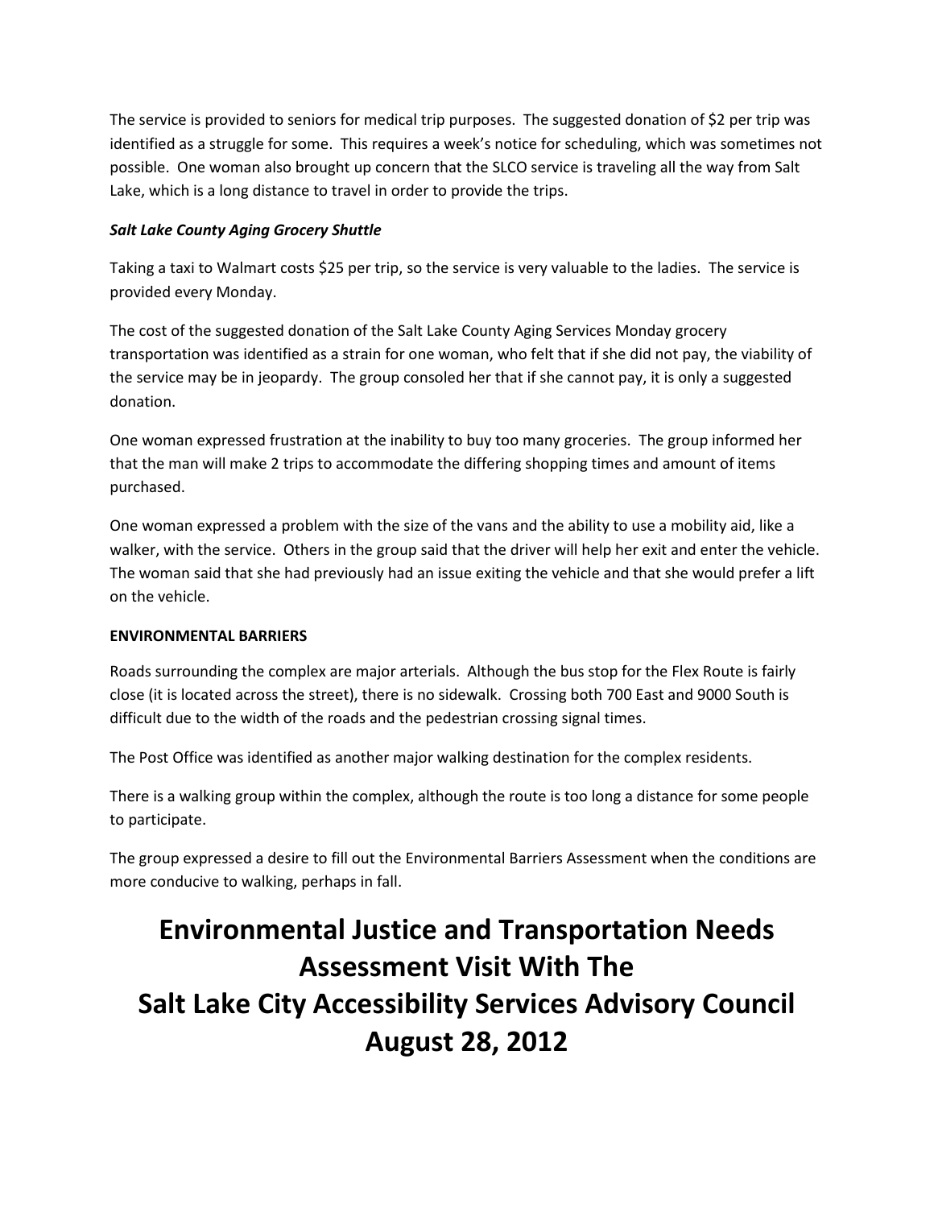The service is provided to seniors for medical trip purposes. The suggested donation of $2 per trip was identified as a struggle for some. This requires a week's notice for scheduling, which was sometimes not possible. One woman also brought up concern that the SLCO service is traveling all the way from Salt Lake, which is a long distance to travel in order to provide the trips.

***Salt Lake County Aging Grocery Shuttle***

Taking a taxi to Walmart costs $25 per trip, so the service is very valuable to the ladies. The service is provided every Monday.

The cost of the suggested donation of the Salt Lake County Aging Services Monday grocery transportation was identified as a strain for one woman, who felt that if she did not pay, the viability of the service may be in jeopardy. The group consoled her that if she cannot pay, it is only a suggested donation.

One woman expressed frustration at the inability to buy too many groceries. The group informed her that the man will make 2 trips to accommodate the differing shopping times and amount of items purchased.

One woman expressed a problem with the size of the vans and the ability to use a mobility aid, like a walker, with the service. Others in the group said that the driver will help her exit and enter the vehicle. The woman said that she had previously had an issue exiting the vehicle and that she would prefer a lift on the vehicle.

**ENVIRONMENTAL BARRIERS**

Roads surrounding the complex are major arterials. Although the bus stop for the Flex Route is fairly close (it is located across the street), there is no sidewalk. Crossing both 700 East and 9000 South is difficult due to the width of the roads and the pedestrian crossing signal times.

The Post Office was identified as another major walking destination for the complex residents.

There is a walking group within the complex, although the route is too long a distance for some people to participate.

The group expressed a desire to fill out the Environmental Barriers Assessment when the conditions are more conducive to walking, perhaps in fall.

# Environmental Justice and Transportation Needs Assessment Visit With The Salt Lake City Accessibility Services Advisory Council August 28, 2012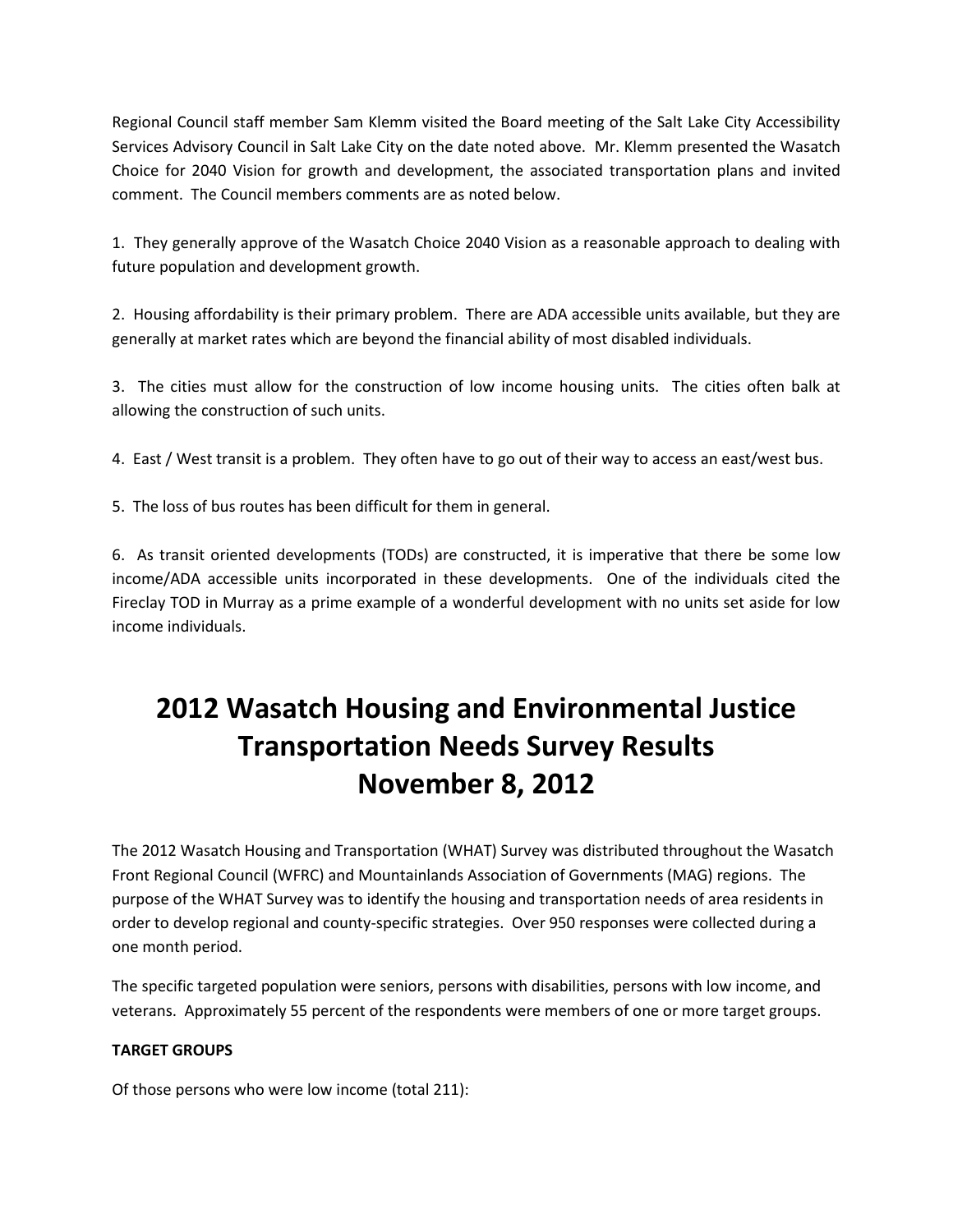Regional Council staff member Sam Klemm visited the Board meeting of the Salt Lake City Accessibility Services Advisory Council in Salt Lake City on the date noted above. Mr. Klemm presented the Wasatch Choice for 2040 Vision for growth and development, the associated transportation plans and invited comment. The Council members comments are as noted below.

1. They generally approve of the Wasatch Choice 2040 Vision as a reasonable approach to dealing with future population and development growth.

2. Housing affordability is their primary problem. There are ADA accessible units available, but they are generally at market rates which are beyond the financial ability of most disabled individuals.

3. The cities must allow for the construction of low income housing units. The cities often balk at allowing the construction of such units.

4. East / West transit is a problem. They often have to go out of their way to access an east/west bus.

5. The loss of bus routes has been difficult for them in general.

6. As transit oriented developments (TODs) are constructed, it is imperative that there be some low income/ADA accessible units incorporated in these developments. One of the individuals cited the Fireclay TOD in Murray as a prime example of a wonderful development with no units set aside for low income individuals.

# 2012 Wasatch Housing and Environmental Justice Transportation Needs Survey Results November 8, 2012

The 2012 Wasatch Housing and Transportation (WHAT) Survey was distributed throughout the Wasatch Front Regional Council (WFRC) and Mountainlands Association of Governments (MAG) regions. The purpose of the WHAT Survey was to identify the housing and transportation needs of area residents in order to develop regional and county-specific strategies. Over 950 responses were collected during a one month period.

The specific targeted population were seniors, persons with disabilities, persons with low income, and veterans. Approximately 55 percent of the respondents were members of one or more target groups.

**TARGET GROUPS**

Of those persons who were low income (total 211):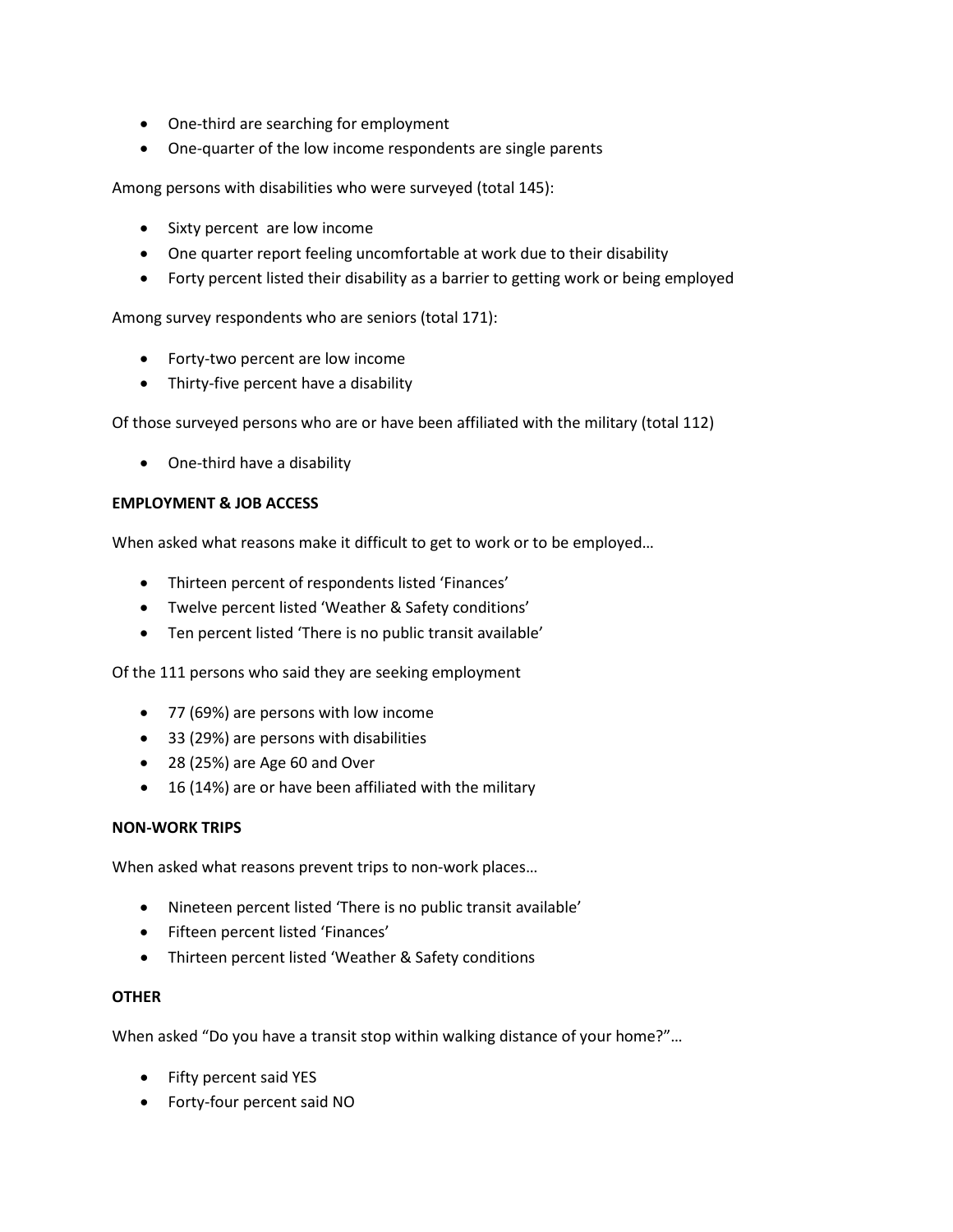- One-third are searching for employment
- One-quarter of the low income respondents are single parents

Among persons with disabilities who were surveyed (total 145):

- Sixty percent are low income
- One quarter report feeling uncomfortable at work due to their disability
- Forty percent listed their disability as a barrier to getting work or being employed

Among survey respondents who are seniors (total 171):

- Forty-two percent are low income
- Thirty-five percent have a disability

Of those surveyed persons who are or have been affiliated with the military (total 112)

- One-third have a disability

**EMPLOYMENT & JOB ACCESS**

When asked what reasons make it difficult to get to work or to be employed…

- Thirteen percent of respondents listed 'Finances'
- Twelve percent listed 'Weather & Safety conditions'
- Ten percent listed 'There is no public transit available'

Of the 111 persons who said they are seeking employment

- 77 (69%) are persons with low income
- 33 (29%) are persons with disabilities
- 28 (25%) are Age 60 and Over
- 16 (14%) are or have been affiliated with the military

**NON-WORK TRIPS**

When asked what reasons prevent trips to non-work places…

- Nineteen percent listed 'There is no public transit available'
- Fifteen percent listed 'Finances'
- Thirteen percent listed 'Weather & Safety conditions

**OTHER**

When asked "Do you have a transit stop within walking distance of your home?"…

- Fifty percent said YES
- Forty-four percent said NO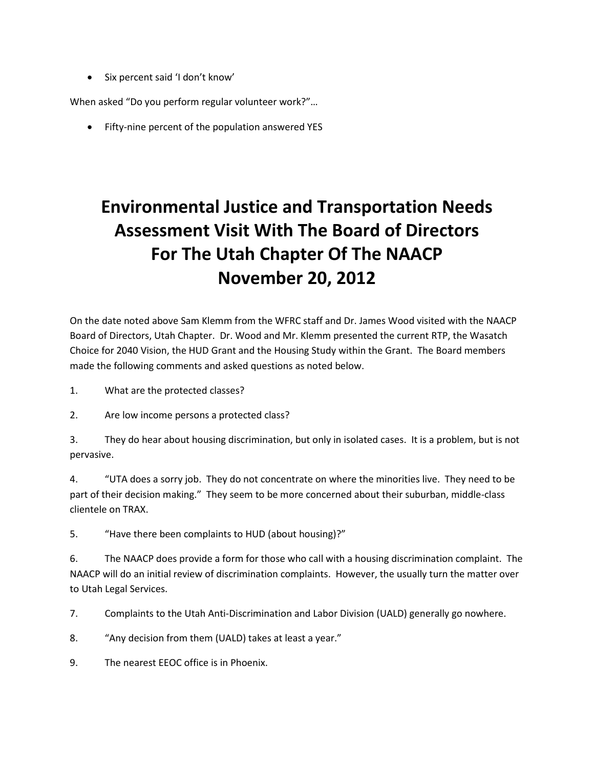- Six percent said 'I don't know'

When asked "Do you perform regular volunteer work?"…

- Fifty-nine percent of the population answered YES

# Environmental Justice and Transportation Needs Assessment Visit With The Board of Directors For The Utah Chapter Of The NAACP November 20, 2012

On the date noted above Sam Klemm from the WFRC staff and Dr. James Wood visited with the NAACP Board of Directors, Utah Chapter. Dr. Wood and Mr. Klemm presented the current RTP, the Wasatch Choice for 2040 Vision, the HUD Grant and the Housing Study within the Grant. The Board members made the following comments and asked questions as noted below.

1. What are the protected classes?
2. Are low income persons a protected class?
3. They do hear about housing discrimination, but only in isolated cases. It is a problem, but is not pervasive.
4. "UTA does a sorry job. They do not concentrate on where the minorities live. They need to be part of their decision making." They seem to be more concerned about their suburban, middle-class clientele on TRAX.
5. "Have there been complaints to HUD (about housing)?"
6. The NAACP does provide a form for those who call with a housing discrimination complaint. The NAACP will do an initial review of discrimination complaints. However, the usually turn the matter over to Utah Legal Services.
7. Complaints to the Utah Anti-Discrimination and Labor Division (UALD) generally go nowhere.
8. "Any decision from them (UALD) takes at least a year."
9. The nearest EEOC office is in Phoenix.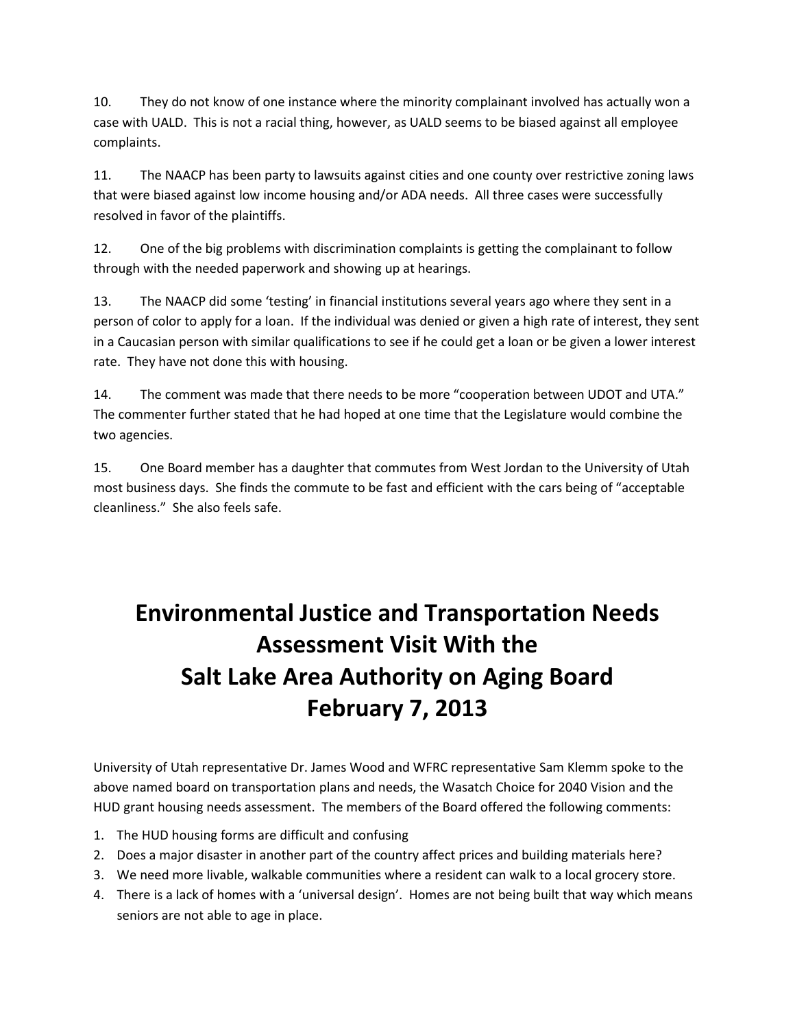10. They do not know of one instance where the minority complainant involved has actually won a case with UALD. This is not a racial thing, however, as UALD seems to be biased against all employee complaints.

11. The NAACP has been party to lawsuits against cities and one county over restrictive zoning laws that were biased against low income housing and/or ADA needs. All three cases were successfully resolved in favor of the plaintiffs.

12. One of the big problems with discrimination complaints is getting the complainant to follow through with the needed paperwork and showing up at hearings.

13. The NAACP did some 'testing' in financial institutions several years ago where they sent in a person of color to apply for a loan. If the individual was denied or given a high rate of interest, they sent in a Caucasian person with similar qualifications to see if he could get a loan or be given a lower interest rate. They have not done this with housing.

14. The comment was made that there needs to be more "cooperation between UDOT and UTA." The commenter further stated that he had hoped at one time that the Legislature would combine the two agencies.

15. One Board member has a daughter that commutes from West Jordan to the University of Utah most business days. She finds the commute to be fast and efficient with the cars being of "acceptable cleanliness." She also feels safe.

# Environmental Justice and Transportation Needs Assessment Visit With the Salt Lake Area Authority on Aging Board February 7, 2013

University of Utah representative Dr. James Wood and WFRC representative Sam Klemm spoke to the above named board on transportation plans and needs, the Wasatch Choice for 2040 Vision and the HUD grant housing needs assessment. The members of the Board offered the following comments:

1. The HUD housing forms are difficult and confusing
2. Does a major disaster in another part of the country affect prices and building materials here?
3. We need more livable, walkable communities where a resident can walk to a local grocery store.
4. There is a lack of homes with a 'universal design'. Homes are not being built that way which means seniors are not able to age in place.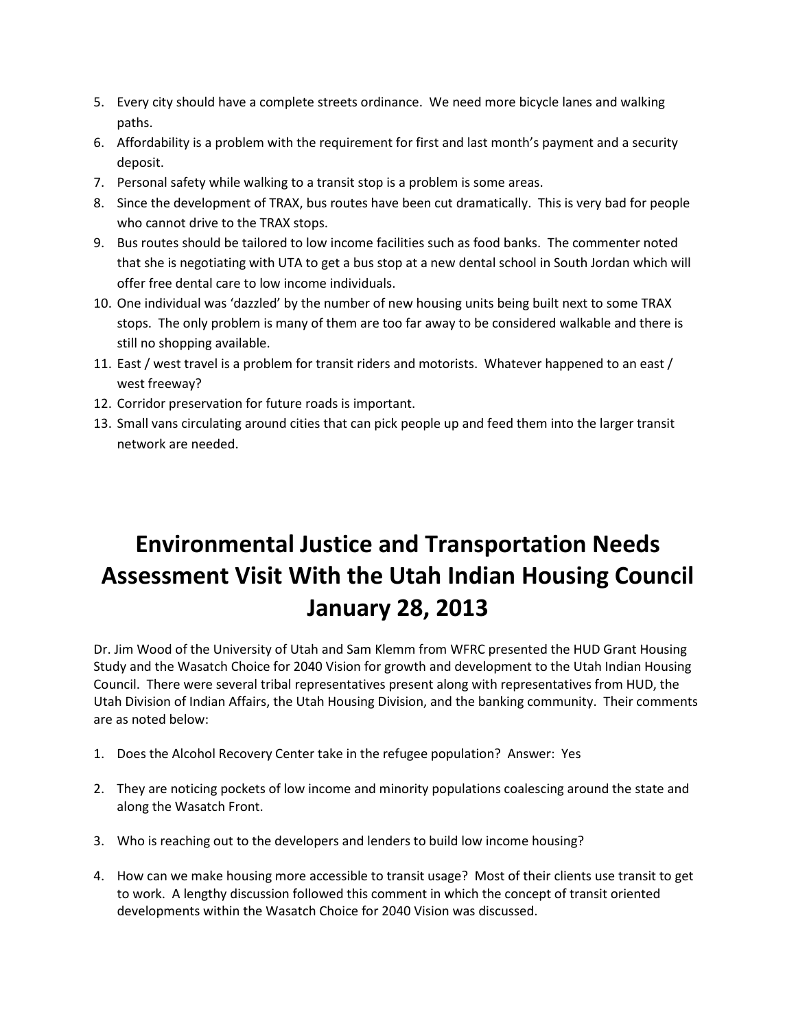5. Every city should have a complete streets ordinance. We need more bicycle lanes and walking paths.
6. Affordability is a problem with the requirement for first and last month's payment and a security deposit.
7. Personal safety while walking to a transit stop is a problem is some areas.
8. Since the development of TRAX, bus routes have been cut dramatically. This is very bad for people who cannot drive to the TRAX stops.
9. Bus routes should be tailored to low income facilities such as food banks. The commenter noted that she is negotiating with UTA to get a bus stop at a new dental school in South Jordan which will offer free dental care to low income individuals.
10. One individual was 'dazzled' by the number of new housing units being built next to some TRAX stops. The only problem is many of them are too far away to be considered walkable and there is still no shopping available.
11. East / west travel is a problem for transit riders and motorists. Whatever happened to an east / west freeway?
12. Corridor preservation for future roads is important.
13. Small vans circulating around cities that can pick people up and feed them into the larger transit network are needed.

# Environmental Justice and Transportation Needs Assessment Visit With the Utah Indian Housing Council January 28, 2013

Dr. Jim Wood of the University of Utah and Sam Klemm from WFRC presented the HUD Grant Housing Study and the Wasatch Choice for 2040 Vision for growth and development to the Utah Indian Housing Council. There were several tribal representatives present along with representatives from HUD, the Utah Division of Indian Affairs, the Utah Housing Division, and the banking community. Their comments are as noted below:

1. Does the Alcohol Recovery Center take in the refugee population? Answer: Yes

2. They are noticing pockets of low income and minority populations coalescing around the state and along the Wasatch Front.

3. Who is reaching out to the developers and lenders to build low income housing?

4. How can we make housing more accessible to transit usage? Most of their clients use transit to get to work. A lengthy discussion followed this comment in which the concept of transit oriented developments within the Wasatch Choice for 2040 Vision was discussed.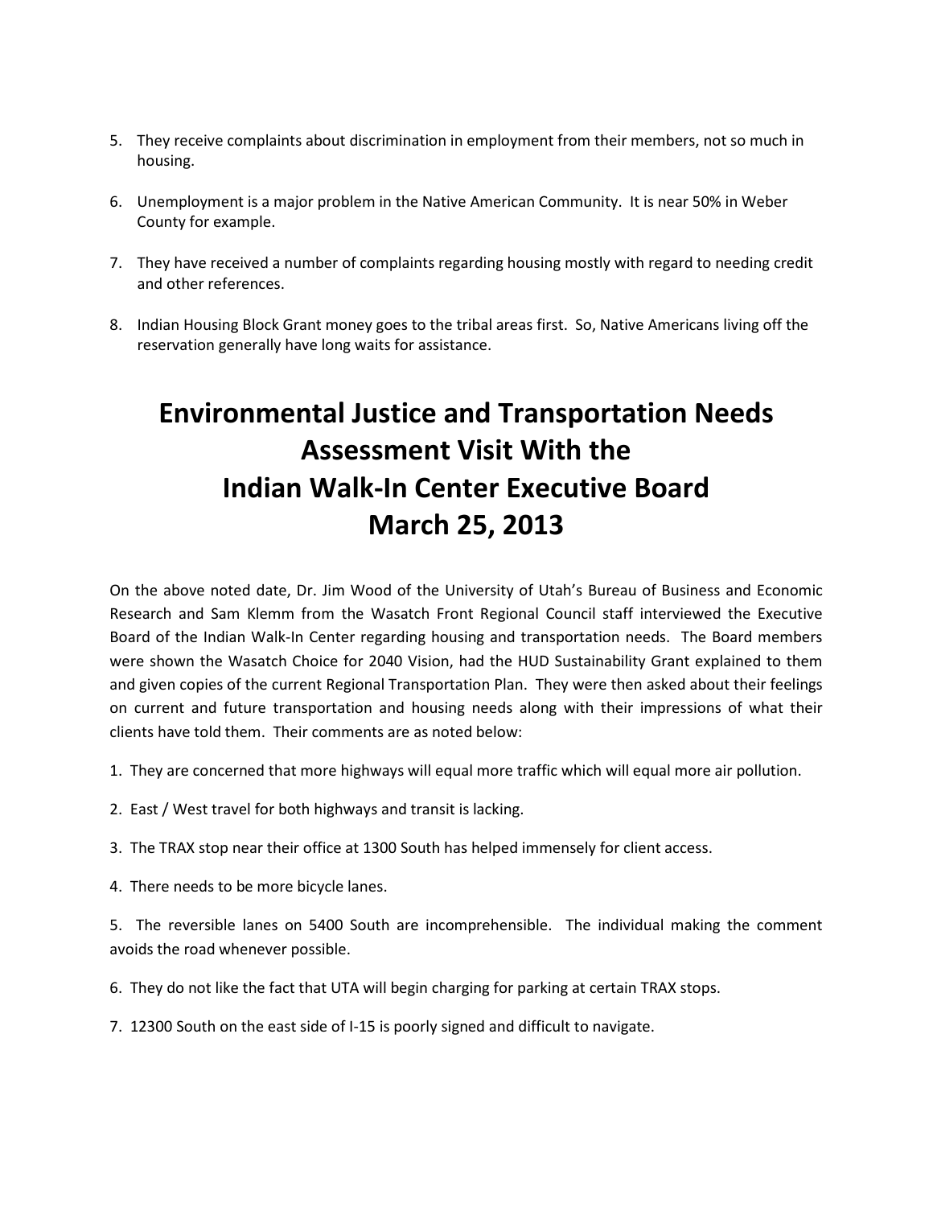5. They receive complaints about discrimination in employment from their members, not so much in housing.
6. Unemployment is a major problem in the Native American Community. It is near 50% in Weber County for example.
7. They have received a number of complaints regarding housing mostly with regard to needing credit and other references.
8. Indian Housing Block Grant money goes to the tribal areas first. So, Native Americans living off the reservation generally have long waits for assistance.

# Environmental Justice and Transportation Needs Assessment Visit With the Indian Walk-In Center Executive Board March 25, 2013

On the above noted date, Dr. Jim Wood of the University of Utah's Bureau of Business and Economic Research and Sam Klemm from the Wasatch Front Regional Council staff interviewed the Executive Board of the Indian Walk-In Center regarding housing and transportation needs. The Board members were shown the Wasatch Choice for 2040 Vision, had the HUD Sustainability Grant explained to them and given copies of the current Regional Transportation Plan. They were then asked about their feelings on current and future transportation and housing needs along with their impressions of what their clients have told them. Their comments are as noted below:

1. They are concerned that more highways will equal more traffic which will equal more air pollution.
2. East / West travel for both highways and transit is lacking.
3. The TRAX stop near their office at 1300 South has helped immensely for client access.
4. There needs to be more bicycle lanes.
5. The reversible lanes on 5400 South are incomprehensible. The individual making the comment avoids the road whenever possible.
6. They do not like the fact that UTA will begin charging for parking at certain TRAX stops.
7. 12300 South on the east side of I-15 is poorly signed and difficult to navigate.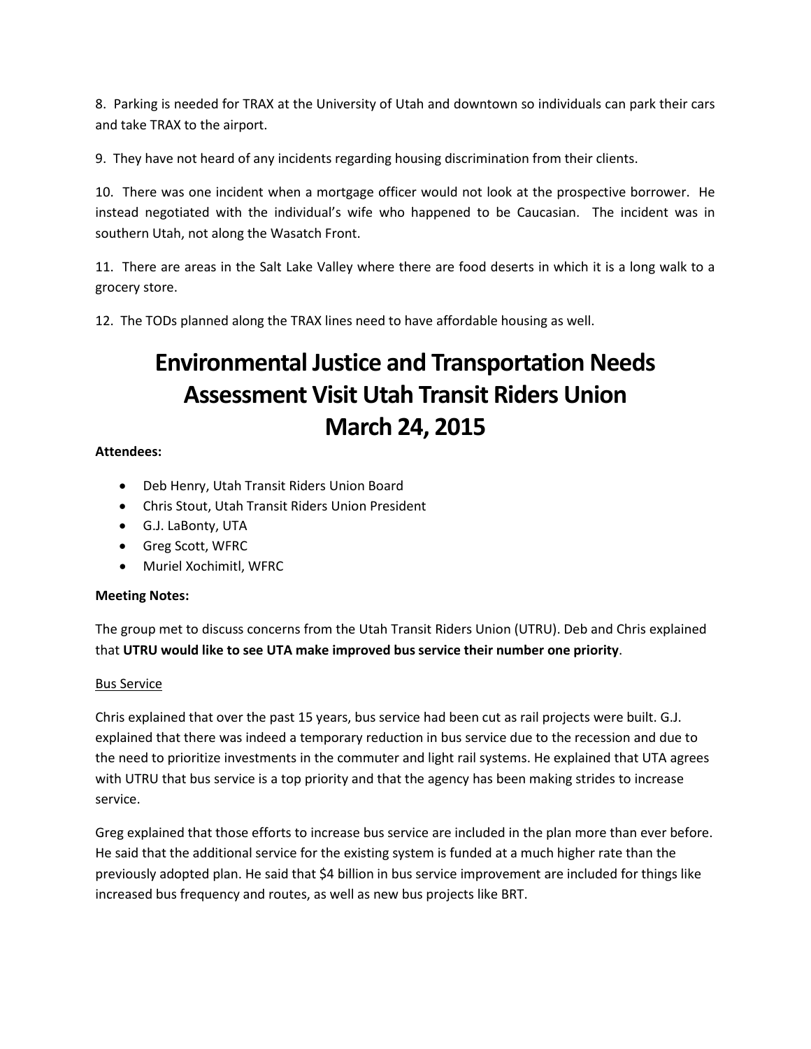8. Parking is needed for TRAX at the University of Utah and downtown so individuals can park their cars and take TRAX to the airport.

9. They have not heard of any incidents regarding housing discrimination from their clients.

10. There was one incident when a mortgage officer would not look at the prospective borrower. He instead negotiated with the individual's wife who happened to be Caucasian. The incident was in southern Utah, not along the Wasatch Front.

11. There are areas in the Salt Lake Valley where there are food deserts in which it is a long walk to a grocery store.

12. The TODs planned along the TRAX lines need to have affordable housing as well.

# Environmental Justice and Transportation Needs Assessment Visit Utah Transit Riders Union March 24, 2015

**Attendees:**

- Deb Henry, Utah Transit Riders Union Board
- Chris Stout, Utah Transit Riders Union President
- G.J. LaBonty, UTA
- Greg Scott, WFRC
- Muriel Xochimitl, WFRC

**Meeting Notes:**

The group met to discuss concerns from the Utah Transit Riders Union (UTRU). Deb and Chris explained that **UTRU would like to see UTA make improved bus service their number one priority**.

<u>Bus Service</u>

Chris explained that over the past 15 years, bus service had been cut as rail projects were built. G.J. explained that there was indeed a temporary reduction in bus service due to the recession and due to the need to prioritize investments in the commuter and light rail systems. He explained that UTA agrees with UTRU that bus service is a top priority and that the agency has been making strides to increase service.

Greg explained that those efforts to increase bus service are included in the plan more than ever before. He said that the additional service for the existing system is funded at a much higher rate than the previously adopted plan. He said that $4 billion in bus service improvement are included for things like increased bus frequency and routes, as well as new bus projects like BRT.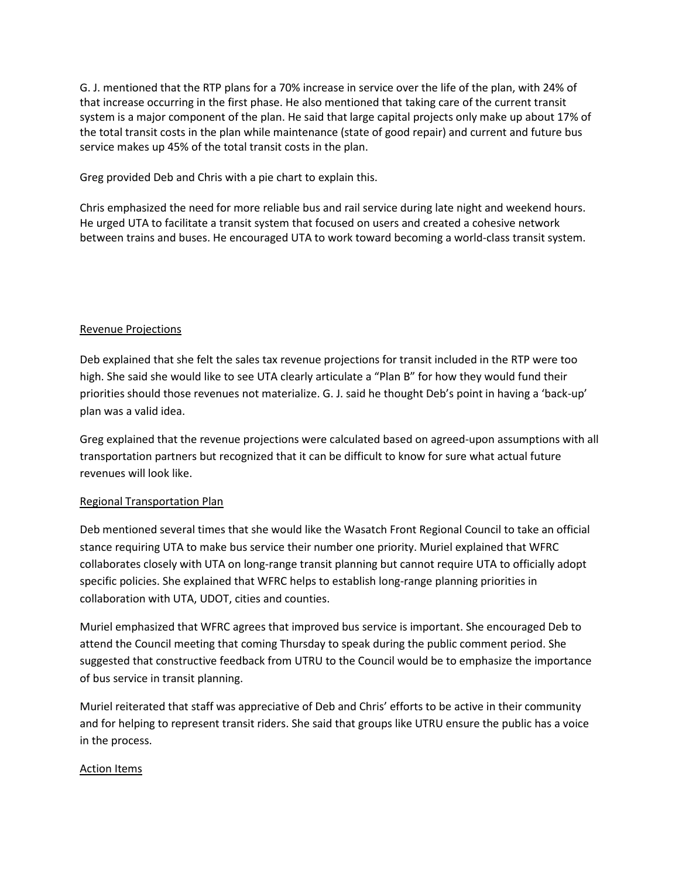G. J. mentioned that the RTP plans for a 70% increase in service over the life of the plan, with 24% of that increase occurring in the first phase. He also mentioned that taking care of the current transit system is a major component of the plan. He said that large capital projects only make up about 17% of the total transit costs in the plan while maintenance (state of good repair) and current and future bus service makes up 45% of the total transit costs in the plan.

Greg provided Deb and Chris with a pie chart to explain this.

Chris emphasized the need for more reliable bus and rail service during late night and weekend hours. He urged UTA to facilitate a transit system that focused on users and created a cohesive network between trains and buses. He encouraged UTA to work toward becoming a world-class transit system.

<u>Revenue Projections</u>

Deb explained that she felt the sales tax revenue projections for transit included in the RTP were too high. She said she would like to see UTA clearly articulate a "Plan B" for how they would fund their priorities should those revenues not materialize. G. J. said he thought Deb's point in having a 'back-up' plan was a valid idea.

Greg explained that the revenue projections were calculated based on agreed-upon assumptions with all transportation partners but recognized that it can be difficult to know for sure what actual future revenues will look like.

<u>Regional Transportation Plan</u>

Deb mentioned several times that she would like the Wasatch Front Regional Council to take an official stance requiring UTA to make bus service their number one priority. Muriel explained that WFRC collaborates closely with UTA on long-range transit planning but cannot require UTA to officially adopt specific policies. She explained that WFRC helps to establish long-range planning priorities in collaboration with UTA, UDOT, cities and counties.

Muriel emphasized that WFRC agrees that improved bus service is important. She encouraged Deb to attend the Council meeting that coming Thursday to speak during the public comment period. She suggested that constructive feedback from UTRU to the Council would be to emphasize the importance of bus service in transit planning.

Muriel reiterated that staff was appreciative of Deb and Chris' efforts to be active in their community and for helping to represent transit riders. She said that groups like UTRU ensure the public has a voice in the process.

<u>Action Items</u>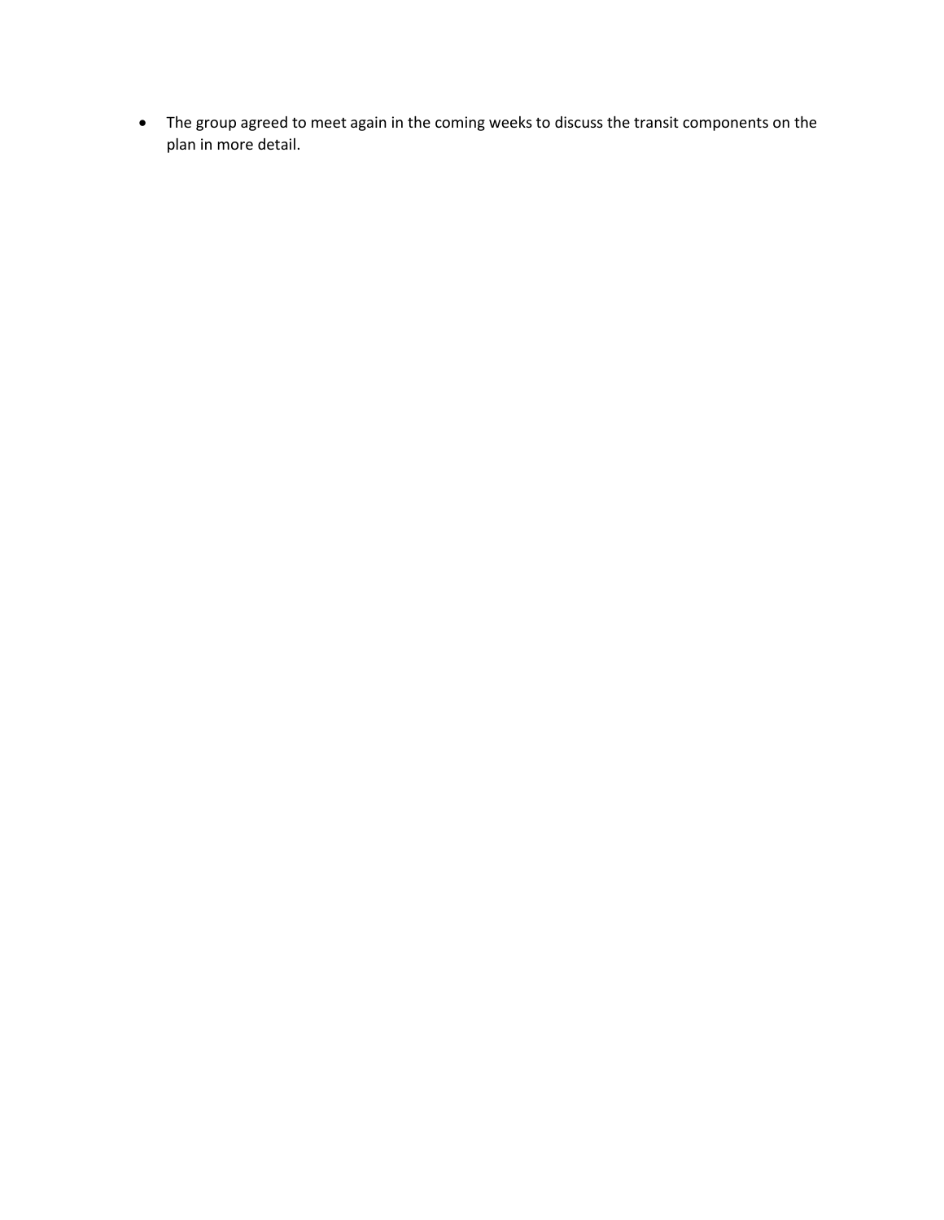- The group agreed to meet again in the coming weeks to discuss the transit components on the plan in more detail.